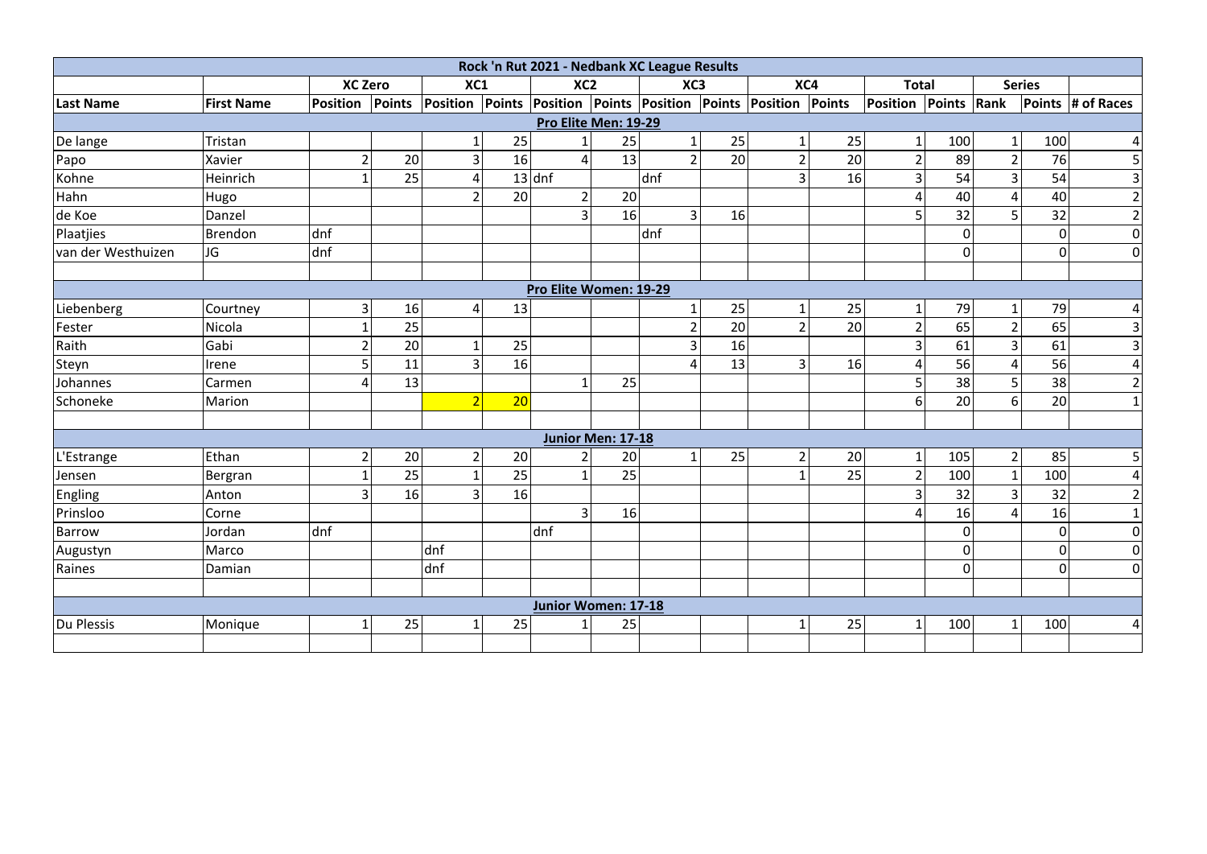| Rock 'n Rut 2021 - Nedbank XC League Results | | | | | | | | | | | | | | | | |
|---|---|---|---|---|---|---|---|---|---|---|---|---|---|---|---|---|
| | | XC Zero | | XC1 | | XC2 | | XC3 | | XC4 | | Total | | Series | | |
| **Last Name** | **First Name** | **Position** | **Points** | **Position** | **Points** | **Position** | **Points** | **Position** | **Points** | **Position** | **Points** | **Position** | **Points** | **Rank** | **Points** | **# of Races** |
| **Pro Elite Men: 19-29** | | | | | | | | | | | | | | | | |
| De lange | Tristan | | | 1 | 25 | 1 | 25 | 1 | 25 | 1 | 25 | 1 | 100 | 1 | 100 | 4 |
| Papo | Xavier | 2 | 20 | 3 | 16 | 4 | 13 | 2 | 20 | 2 | 20 | 2 | 89 | 2 | 76 | 5 |
| Kohne | Heinrich | 1 | 25 | 4 | 13 | dnf | | dnf | | 3 | 16 | 3 | 54 | 3 | 54 | 3 |
| Hahn | Hugo | | | 2 | 20 | 2 | 20 | | | | | 4 | 40 | 4 | 40 | 2 |
| de Koe | Danzel | | | | | 3 | 16 | 3 | 16 | | | 5 | 32 | 5 | 32 | 2 |
| Plaatjies | Brendon | dnf | | | | | | dnf | | | | | 0 | | 0 | 0 |
| van der Westhuizen | JG | dnf | | | | | | | | | | | 0 | | 0 | 0 |
| | | | | | | | | | | | | | | | | |
| **Pro Elite Women: 19-29** | | | | | | | | | | | | | | | | |
| Liebenberg | Courtney | 3 | 16 | 4 | 13 | | | 1 | 25 | 1 | 25 | 1 | 79 | 1 | 79 | 4 |
| Fester | Nicola | 1 | 25 | | | | | 2 | 20 | 2 | 20 | 2 | 65 | 2 | 65 | 3 |
| Raith | Gabi | 2 | 20 | 1 | 25 | | | 3 | 16 | | | 3 | 61 | 3 | 61 | 3 |
| Steyn | Irene | 5 | 11 | 3 | 16 | | | 4 | 13 | 3 | 16 | 4 | 56 | 4 | 56 | 4 |
| Johannes | Carmen | 4 | 13 | | | 1 | 25 | | | | | 5 | 38 | 5 | 38 | 2 |
| Schoneke | Marion | | | 2 | 20 | | | | | | | 6 | 20 | 6 | 20 | 1 |
| | | | | | | | | | | | | | | | | |
| **Junior Men: 17-18** | | | | | | | | | | | | | | | | |
| L'Estrange | Ethan | 2 | 20 | 2 | 20 | 2 | 20 | 1 | 25 | 2 | 20 | 1 | 105 | 2 | 85 | 5 |
| Jensen | Bergran | 1 | 25 | 1 | 25 | 1 | 25 | | | 1 | 25 | 2 | 100 | 1 | 100 | 4 |
| Engling | Anton | 3 | 16 | 3 | 16 | | | | | | | 3 | 32 | 3 | 32 | 2 |
| Prinsloo | Corne | | | | | 3 | 16 | | | | | 4 | 16 | 4 | 16 | 1 |
| Barrow | Jordan | dnf | | | | dnf | | | | | | | 0 | | 0 | 0 |
| Augustyn | Marco | | | dnf | | | | | | | | | 0 | | 0 | 0 |
| Raines | Damian | | | dnf | | | | | | | | | 0 | | 0 | 0 |
| | | | | | | | | | | | | | | | | |
| **Junior Women: 17-18** | | | | | | | | | | | | | | | | |
| Du Plessis | Monique | 1 | 25 | 1 | 25 | 1 | 25 | | | 1 | 25 | 1 | 100 | 1 | 100 | 4 |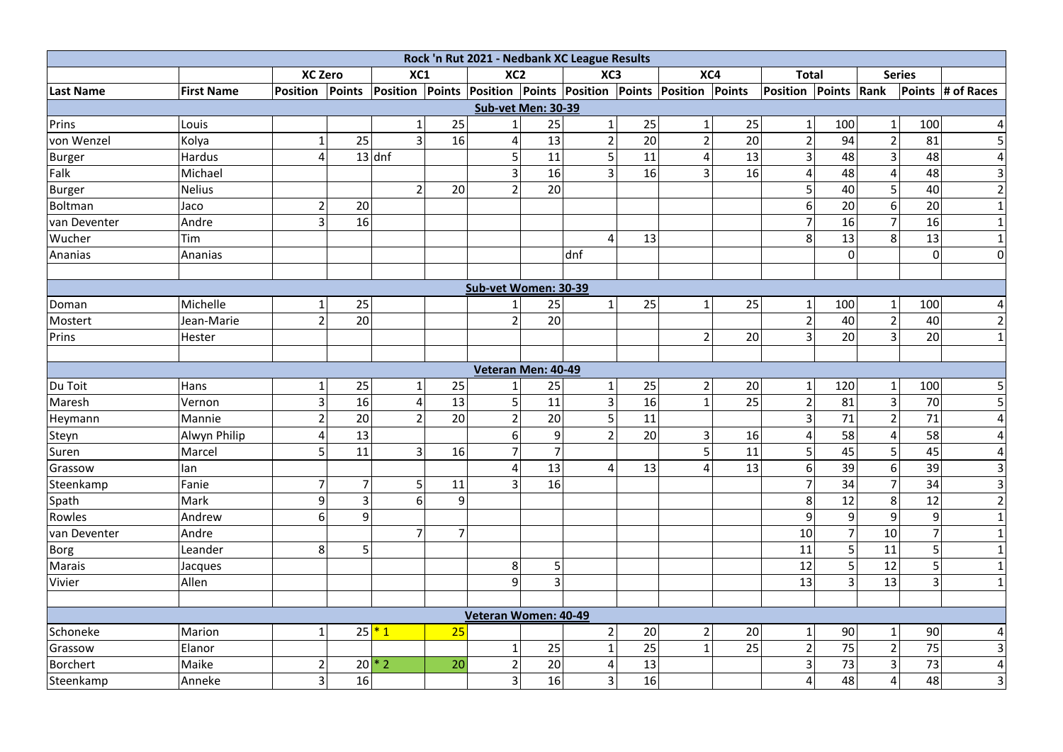| Rock 'n Rut 2021 - Nedbank XC League Results | | | | | | | | | | | | | | | | |
|---|---|---|---|---|---|---|---|---|---|---|---|---|---|---|---|---|
| | | XC Zero | | XC1 | | XC2 | | XC3 | | XC4 | | Total | | Series | | |
| Last Name | First Name | Position | Points | Position | Points | Position | Points | Position | Points | Position | Points | Position | Points | Rank | Points | # of Races |
| Sub-vet Men: 30-39 | | | | | | | | | | | | | | | | |
| Prins | Louis | | | 1 | 25 | 1 | 25 | 1 | 25 | 1 | 25 | 1 | 100 | 1 | 100 | 4 |
| von Wenzel | Kolya | 1 | 25 | 3 | 16 | 4 | 13 | 2 | 20 | 2 | 20 | 2 | 94 | 2 | 81 | 5 |
| Burger | Hardus | 4 | 13 | dnf | | 5 | 11 | 5 | 11 | 4 | 13 | 3 | 48 | 3 | 48 | 4 |
| Falk | Michael | | | | | 3 | 16 | 3 | 16 | 3 | 16 | 4 | 48 | 4 | 48 | 3 |
| Burger | Nelius | | | 2 | 20 | 2 | 20 | | | | | 5 | 40 | 5 | 40 | 2 |
| Boltman | Jaco | 2 | 20 | | | | | | | | | 6 | 20 | 6 | 20 | 1 |
| van Deventer | Andre | 3 | 16 | | | | | | | | | 7 | 16 | 7 | 16 | 1 |
| Wucher | Tim | | | | | | | 4 | 13 | | | 8 | 13 | 8 | 13 | 1 |
| Ananias | Ananias | | | | | | | dnf | | | | | 0 | | 0 | 0 |
| | | | | | | | | | | | | | | | | |
| Sub-vet Women: 30-39 | | | | | | | | | | | | | | | | |
| Doman | Michelle | 1 | 25 | | | 1 | 25 | 1 | 25 | 1 | 25 | 1 | 100 | 1 | 100 | 4 |
| Mostert | Jean-Marie | 2 | 20 | | | 2 | 20 | | | | | 2 | 40 | 2 | 40 | 2 |
| Prins | Hester | | | | | | | | | 2 | 20 | 3 | 20 | 3 | 20 | 1 |
| | | | | | | | | | | | | | | | | |
| Veteran Men: 40-49 | | | | | | | | | | | | | | | | |
| Du Toit | Hans | 1 | 25 | 1 | 25 | 1 | 25 | 1 | 25 | 2 | 20 | 1 | 120 | 1 | 100 | 5 |
| Maresh | Vernon | 3 | 16 | 4 | 13 | 5 | 11 | 3 | 16 | 1 | 25 | 2 | 81 | 3 | 70 | 5 |
| Heymann | Mannie | 2 | 20 | 2 | 20 | 2 | 20 | 5 | 11 | | | 3 | 71 | 2 | 71 | 4 |
| Steyn | Alwyn Philip | 4 | 13 | | | 6 | 9 | 2 | 20 | 3 | 16 | 4 | 58 | 4 | 58 | 4 |
| Suren | Marcel | 5 | 11 | 3 | 16 | 7 | 7 | | | 5 | 11 | 5 | 45 | 5 | 45 | 4 |
| Grassow | Ian | | | | | 4 | 13 | 4 | 13 | 4 | 13 | 6 | 39 | 6 | 39 | 3 |
| Steenkamp | Fanie | 7 | 7 | 5 | 11 | 3 | 16 | | | | | 7 | 34 | 7 | 34 | 3 |
| Spath | Mark | 9 | 3 | 6 | 9 | | | | | | | 8 | 12 | 8 | 12 | 2 |
| Rowles | Andrew | 6 | 9 | | | | | | | | | 9 | 9 | 9 | 9 | 1 |
| van Deventer | Andre | | | 7 | 7 | | | | | | | 10 | 7 | 10 | 7 | 1 |
| Borg | Leander | 8 | 5 | | | | | | | | | 11 | 5 | 11 | 5 | 1 |
| Marais | Jacques | | | | | 8 | 5 | | | | | 12 | 5 | 12 | 5 | 1 |
| Vivier | Allen | | | | | 9 | 3 | | | | | 13 | 3 | 13 | 3 | 1 |
| | | | | | | | | | | | | | | | | |
| Veteran Women: 40-49 | | | | | | | | | | | | | | | | |
| Schoneke | Marion | 1 | 25 | * 1 | 25 | | | 2 | 20 | 2 | 20 | 1 | 90 | 1 | 90 | 4 |
| Grassow | Elanor | | | | | 1 | 25 | 1 | 25 | 1 | 25 | 2 | 75 | 2 | 75 | 3 |
| Borchert | Maike | 2 | 20 | * 2 | 20 | 2 | 20 | 4 | 13 | | | 3 | 73 | 3 | 73 | 4 |
| Steenkamp | Anneke | 3 | 16 | | | 3 | 16 | 3 | 16 | | | 4 | 48 | 4 | 48 | 3 |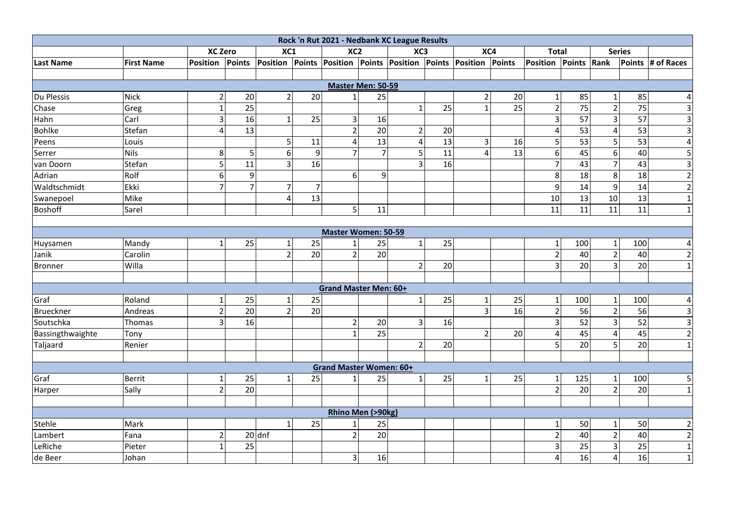| Rock 'n Rut 2021 - Nedbank XC League Results | | | | | | | | | | | | | | | | |
|---|---|---|---|---|---|---|---|---|---|---|---|---|---|---|---|---|
| | | XC Zero | | XC1 | | XC2 | | XC3 | | XC4 | | Total | | Series | | |
| Last Name | First Name | Position | Points | Position | Points | Position | Points | Position | Points | Position | Points | Position | Points | Rank | Points | # of Races |
| | | | | | | | | | | | | | | | | |
| **Master Men: 50-59** | | | | | | | | | | | | | | | | |
| Du Plessis | Nick | 2 | 20 | 2 | 20 | 1 | 25 | | | 2 | 20 | 1 | 85 | 1 | 85 | 4 |
| Chase | Greg | 1 | 25 | | | | | 1 | 25 | 1 | 25 | 2 | 75 | 2 | 75 | 3 |
| Hahn | Carl | 3 | 16 | 1 | 25 | 3 | 16 | | | | | 3 | 57 | 3 | 57 | 3 |
| Bohlke | Stefan | 4 | 13 | | | 2 | 20 | 2 | 20 | | | 4 | 53 | 4 | 53 | 3 |
| Peens | Louis | | | 5 | 11 | 4 | 13 | 4 | 13 | 3 | 16 | 5 | 53 | 5 | 53 | 4 |
| Serrer | Nils | 8 | 5 | 6 | 9 | 7 | 7 | 5 | 11 | 4 | 13 | 6 | 45 | 6 | 40 | 5 |
| van Doorn | Stefan | 5 | 11 | 3 | 16 | | | 3 | 16 | | | 7 | 43 | 7 | 43 | 3 |
| Adrian | Rolf | 6 | 9 | | | 6 | 9 | | | | | 8 | 18 | 8 | 18 | 2 |
| Waldtschmidt | Ekki | 7 | 7 | 7 | 7 | | | | | | | 9 | 14 | 9 | 14 | 2 |
| Swanepoel | Mike | | | 4 | 13 | | | | | | | 10 | 13 | 10 | 13 | 1 |
| Boshoff | Sarel | | | | | 5 | 11 | | | | | 11 | 11 | 11 | 11 | 1 |
| | | | | | | | | | | | | | | | | |
| **Master Women: 50-59** | | | | | | | | | | | | | | | | |
| Huysamen | Mandy | 1 | 25 | 1 | 25 | 1 | 25 | 1 | 25 | | | 1 | 100 | 1 | 100 | 4 |
| Janik | Carolin | | | 2 | 20 | 2 | 20 | | | | | 2 | 40 | 2 | 40 | 2 |
| Bronner | Willa | | | | | | | 2 | 20 | | | 3 | 20 | 3 | 20 | 1 |
| | | | | | | | | | | | | | | | | |
| **Grand Master Men: 60+** | | | | | | | | | | | | | | | | |
| Graf | Roland | 1 | 25 | 1 | 25 | | | 1 | 25 | 1 | 25 | 1 | 100 | 1 | 100 | 4 |
| Brueckner | Andreas | 2 | 20 | 2 | 20 | | | | | 3 | 16 | 2 | 56 | 2 | 56 | 3 |
| Soutschka | Thomas | 3 | 16 | | | 2 | 20 | 3 | 16 | | | 3 | 52 | 3 | 52 | 3 |
| Bassingthwaighte | Tony | | | | | 1 | 25 | | | 2 | 20 | 4 | 45 | 4 | 45 | 2 |
| Taljaard | Renier | | | | | | | 2 | 20 | | | 5 | 20 | 5 | 20 | 1 |
| | | | | | | | | | | | | | | | | |
| **Grand Master Women: 60+** | | | | | | | | | | | | | | | | |
| Graf | Berrit | 1 | 25 | 1 | 25 | 1 | 25 | 1 | 25 | 1 | 25 | 1 | 125 | 1 | 100 | 5 |
| Harper | Sally | 2 | 20 | | | | | | | | | 2 | 20 | 2 | 20 | 1 |
| | | | | | | | | | | | | | | | | |
| **Rhino Men (>90kg)** | | | | | | | | | | | | | | | | |
| Stehle | Mark | | | 1 | 25 | 1 | 25 | | | | | 1 | 50 | 1 | 50 | 2 |
| Lambert | Fana | 2 | 20 | dnf | | 2 | 20 | | | | | 2 | 40 | 2 | 40 | 2 |
| LeRiche | Pieter | 1 | 25 | | | | | | | | | 3 | 25 | 3 | 25 | 1 |
| de Beer | Johan | | | | | 3 | 16 | | | | | 4 | 16 | 4 | 16 | 1 |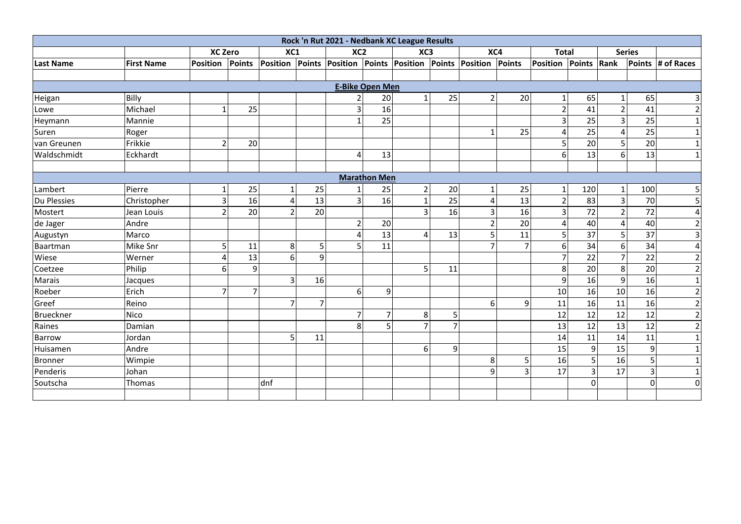| Rock 'n Rut 2021 - Nedbank XC League Results | | | | | | | | | | | | | | | | |
|---|---|---|---|---|---|---|---|---|---|---|---|---|---|---|---|---|
| | | XC Zero | | XC1 | | XC2 | | XC3 | | XC4 | | Total | | Series | | |
| Last Name | First Name | Position | Points | Position | Points | Position | Points | Position | Points | Position | Points | Position | Points | Rank | Points | # of Races |
| | | | | | | | | | | | | | | | | |
| **E-Bike Open Men** | | | | | | | | | | | | | | | | |
| Heigan | Billy | | | | | 2 | 20 | 1 | 25 | 2 | 20 | 1 | 65 | 1 | 65 | 3 |
| Lowe | Michael | 1 | 25 | | | 3 | 16 | | | | | 2 | 41 | 2 | 41 | 2 |
| Heymann | Mannie | | | | | 1 | 25 | | | | | 3 | 25 | 3 | 25 | 1 |
| Suren | Roger | | | | | | | | | 1 | 25 | 4 | 25 | 4 | 25 | 1 |
| van Greunen | Frikkie | 2 | 20 | | | | | | | | | 5 | 20 | 5 | 20 | 1 |
| Waldschmidt | Eckhardt | | | | | 4 | 13 | | | | | 6 | 13 | 6 | 13 | 1 |
| | | | | | | | | | | | | | | | | |
| **Marathon Men** | | | | | | | | | | | | | | | | |
| Lambert | Pierre | 1 | 25 | 1 | 25 | 1 | 25 | 2 | 20 | 1 | 25 | 1 | 120 | 1 | 100 | 5 |
| Du Plessies | Christopher | 3 | 16 | 4 | 13 | 3 | 16 | 1 | 25 | 4 | 13 | 2 | 83 | 3 | 70 | 5 |
| Mostert | Jean Louis | 2 | 20 | 2 | 20 | | | 3 | 16 | 3 | 16 | 3 | 72 | 2 | 72 | 4 |
| de Jager | Andre | | | | | 2 | 20 | | | 2 | 20 | 4 | 40 | 4 | 40 | 2 |
| Augustyn | Marco | | | | | 4 | 13 | 4 | 13 | 5 | 11 | 5 | 37 | 5 | 37 | 3 |
| Baartman | Mike Snr | 5 | 11 | 8 | 5 | 5 | 11 | | | 7 | 7 | 6 | 34 | 6 | 34 | 4 |
| Wiese | Werner | 4 | 13 | 6 | 9 | | | | | | | 7 | 22 | 7 | 22 | 2 |
| Coetzee | Philip | 6 | 9 | | | | | 5 | 11 | | | 8 | 20 | 8 | 20 | 2 |
| Marais | Jacques | | | 3 | 16 | | | | | | | 9 | 16 | 9 | 16 | 1 |
| Roeber | Erich | 7 | 7 | | | 6 | 9 | | | | | 10 | 16 | 10 | 16 | 2 |
| Greef | Reino | | | 7 | 7 | | | | | 6 | 9 | 11 | 16 | 11 | 16 | 2 |
| Brueckner | Nico | | | | | 7 | 7 | 8 | 5 | | | 12 | 12 | 12 | 12 | 2 |
| Raines | Damian | | | | | 8 | 5 | 7 | 7 | | | 13 | 12 | 13 | 12 | 2 |
| Barrow | Jordan | | | 5 | 11 | | | | | | | 14 | 11 | 14 | 11 | 1 |
| Huisamen | Andre | | | | | | | 6 | 9 | | | 15 | 9 | 15 | 9 | 1 |
| Bronner | Wimpie | | | | | | | | | 8 | 5 | 16 | 5 | 16 | 5 | 1 |
| Penderis | Johan | | | | | | | | | 9 | 3 | 17 | 3 | 17 | 3 | 1 |
| Soutscha | Thomas | | | dnf | | | | | | | | | 0 | | 0 | 0 |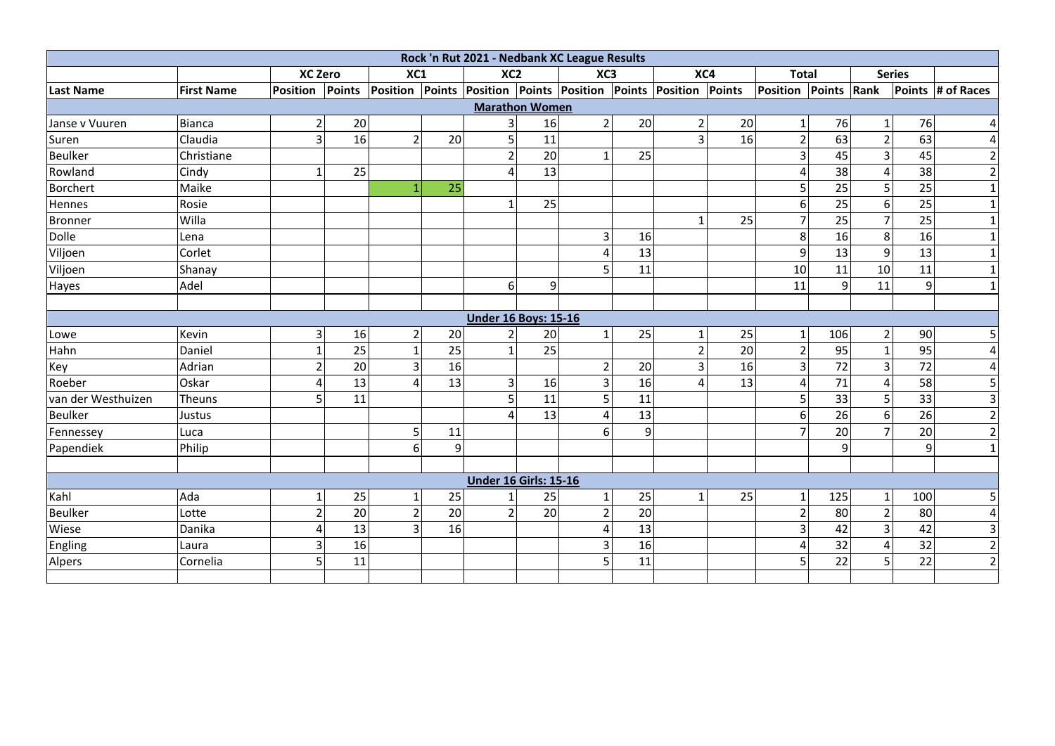| Rock 'n Rut 2021 - Nedbank XC League Results | | | | | | | | | | | | | | | | |
|---|---|---|---|---|---|---|---|---|---|---|---|---|---|---|---|---|
| | | XC Zero | | XC1 | | XC2 | | XC3 | | XC4 | | Total | | Series | | |
| Last Name | First Name | Position | Points | Position | Points | Position | Points | Position | Points | Position | Points | Position | Points | Rank | Points | # of Races |
| **Marathon Women** | | | | | | | | | | | | | | | | |
| Janse v Vuuren | Bianca | 2 | 20 | | | 3 | 16 | 2 | 20 | 2 | 20 | 1 | 76 | 1 | 76 | 4 |
| Suren | Claudia | 3 | 16 | 2 | 20 | 5 | 11 | | | 3 | 16 | 2 | 63 | 2 | 63 | 4 |
| Beulker | Christiane | | | | | 2 | 20 | 1 | 25 | | | 3 | 45 | 3 | 45 | 2 |
| Rowland | Cindy | 1 | 25 | | | 4 | 13 | | | | | 4 | 38 | 4 | 38 | 2 |
| Borchert | Maike | | | 1 | 25 | | | | | | | 5 | 25 | 5 | 25 | 1 |
| Hennes | Rosie | | | | | 1 | 25 | | | | | 6 | 25 | 6 | 25 | 1 |
| Bronner | Willa | | | | | | | | | 1 | 25 | 7 | 25 | 7 | 25 | 1 |
| Dolle | Lena | | | | | | | 3 | 16 | | | 8 | 16 | 8 | 16 | 1 |
| Viljoen | Corlet | | | | | | | 4 | 13 | | | 9 | 13 | 9 | 13 | 1 |
| Viljoen | Shanay | | | | | | | 5 | 11 | | | 10 | 11 | 10 | 11 | 1 |
| Hayes | Adel | | | | | 6 | 9 | | | | | 11 | 9 | 11 | 9 | 1 |
| | | | | | | | | | | | | | | | | |
| **Under 16 Boys: 15-16** | | | | | | | | | | | | | | | | |
| Lowe | Kevin | 3 | 16 | 2 | 20 | 2 | 20 | 1 | 25 | 1 | 25 | 1 | 106 | 2 | 90 | 5 |
| Hahn | Daniel | 1 | 25 | 1 | 25 | 1 | 25 | | | 2 | 20 | 2 | 95 | 1 | 95 | 4 |
| Key | Adrian | 2 | 20 | 3 | 16 | | | 2 | 20 | 3 | 16 | 3 | 72 | 3 | 72 | 4 |
| Roeber | Oskar | 4 | 13 | 4 | 13 | 3 | 16 | 3 | 16 | 4 | 13 | 4 | 71 | 4 | 58 | 5 |
| van der Westhuizen | Theuns | 5 | 11 | | | 5 | 11 | 5 | 11 | | | 5 | 33 | 5 | 33 | 3 |
| Beulker | Justus | | | | | 4 | 13 | 4 | 13 | | | 6 | 26 | 6 | 26 | 2 |
| Fennessey | Luca | | | 5 | 11 | | | 6 | 9 | | | 7 | 20 | 7 | 20 | 2 |
| Papendiek | Philip | | | 6 | 9 | | | | | | | | 9 | | 9 | 1 |
| | | | | | | | | | | | | | | | | |
| **Under 16 Girls: 15-16** | | | | | | | | | | | | | | | | |
| Kahl | Ada | 1 | 25 | 1 | 25 | 1 | 25 | 1 | 25 | 1 | 25 | 1 | 125 | 1 | 100 | 5 |
| Beulker | Lotte | 2 | 20 | 2 | 20 | 2 | 20 | 2 | 20 | | | 2 | 80 | 2 | 80 | 4 |
| Wiese | Danika | 4 | 13 | 3 | 16 | | | 4 | 13 | | | 3 | 42 | 3 | 42 | 3 |
| Engling | Laura | 3 | 16 | | | | | 3 | 16 | | | 4 | 32 | 4 | 32 | 2 |
| Alpers | Cornelia | 5 | 11 | | | | | 5 | 11 | | | 5 | 22 | 5 | 22 | 2 |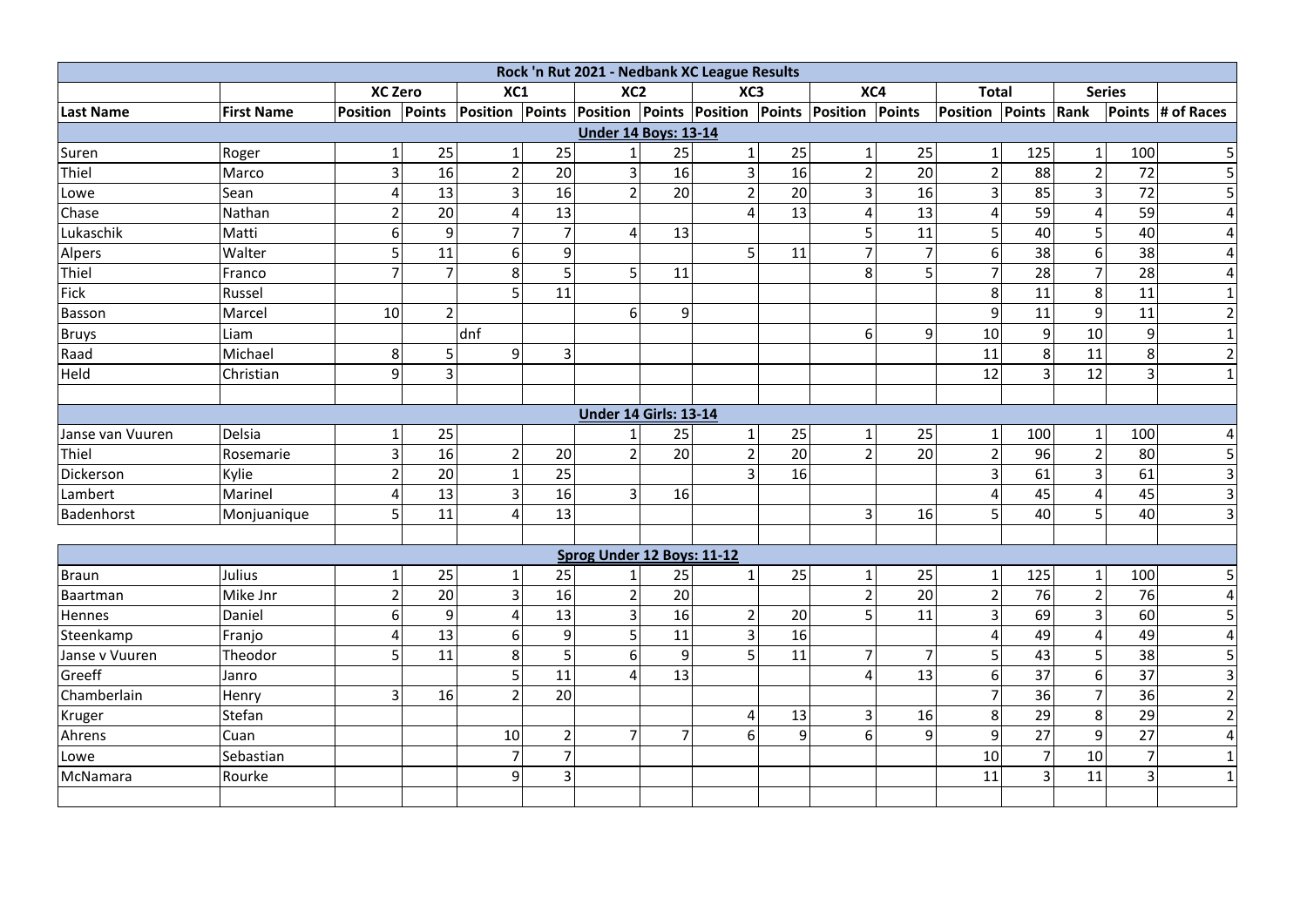| Rock 'n Rut 2021 - Nedbank XC League Results | | | | | | | | | | | | | | | | | |
|---|---|---|---|---|---|---|---|---|---|---|---|---|---|---|---|---|---|
| | | XC Zero | | XC1 | | XC2 | | XC3 | | XC4 | | Total | | Series | | | |
| Last Name | First Name | Position | Points | Position | Points | Position | Points | Position | Points | Position | Points | Position | Points | Rank | Points | # of Races |
| **Under 14 Boys: 13-14** | | | | | | | | | | | | | | | | | |
| Suren | Roger | 1 | 25 | 1 | 25 | 1 | 25 | 1 | 25 | 1 | 25 | 1 | 125 | 1 | 100 | 5 |
| Thiel | Marco | 3 | 16 | 2 | 20 | 3 | 16 | 3 | 16 | 2 | 20 | 2 | 88 | 2 | 72 | 5 |
| Lowe | Sean | 4 | 13 | 3 | 16 | 2 | 20 | 2 | 20 | 3 | 16 | 3 | 85 | 3 | 72 | 5 |
| Chase | Nathan | 2 | 20 | 4 | 13 | | | 4 | 13 | 4 | 13 | 4 | 59 | 4 | 59 | 4 |
| Lukaschik | Matti | 6 | 9 | 7 | 7 | 4 | 13 | | | 5 | 11 | 5 | 40 | 5 | 40 | 4 |
| Alpers | Walter | 5 | 11 | 6 | 9 | | | 5 | 11 | 7 | 7 | 6 | 38 | 6 | 38 | 4 |
| Thiel | Franco | 7 | 7 | 8 | 5 | 5 | 11 | | | 8 | 5 | 7 | 28 | 7 | 28 | 4 |
| Fick | Russel | | | 5 | 11 | | | | | | | 8 | 11 | 8 | 11 | 1 |
| Basson | Marcel | 10 | 2 | | | 6 | 9 | | | | | 9 | 11 | 9 | 11 | 2 |
| Bruys | Liam | | | dnf | | | | | | 6 | 9 | 10 | 9 | 10 | 9 | 1 |
| Raad | Michael | 8 | 5 | 9 | 3 | | | | | | | 11 | 8 | 11 | 8 | 2 |
| Held | Christian | 9 | 3 | | | | | | | | | 12 | 3 | 12 | 3 | 1 |
| **Under 14 Girls: 13-14** | | | | | | | | | | | | | | | | | |
| Janse van Vuuren | Delsia | 1 | 25 | | | 1 | 25 | 1 | 25 | 1 | 25 | 1 | 100 | 1 | 100 | 4 |
| Thiel | Rosemarie | 3 | 16 | 2 | 20 | 2 | 20 | 2 | 20 | 2 | 20 | 2 | 96 | 2 | 80 | 5 |
| Dickerson | Kylie | 2 | 20 | 1 | 25 | | | 3 | 16 | | | 3 | 61 | 3 | 61 | 3 |
| Lambert | Marinel | 4 | 13 | 3 | 16 | 3 | 16 | | | | | 4 | 45 | 4 | 45 | 3 |
| Badenhorst | Monjuanique | 5 | 11 | 4 | 13 | | | | | 3 | 16 | 5 | 40 | 5 | 40 | 3 |
| **Sprog Under 12 Boys: 11-12** | | | | | | | | | | | | | | | | | |
| Braun | Julius | 1 | 25 | 1 | 25 | 1 | 25 | 1 | 25 | 1 | 25 | 1 | 125 | 1 | 100 | 5 |
| Baartman | Mike Jnr | 2 | 20 | 3 | 16 | 2 | 20 | | | 2 | 20 | 2 | 76 | 2 | 76 | 4 |
| Hennes | Daniel | 6 | 9 | 4 | 13 | 3 | 16 | 2 | 20 | 5 | 11 | 3 | 69 | 3 | 60 | 5 |
| Steenkamp | Franjo | 4 | 13 | 6 | 9 | 5 | 11 | 3 | 16 | | | 4 | 49 | 4 | 49 | 4 |
| Janse v Vuuren | Theodor | 5 | 11 | 8 | 5 | 6 | 9 | 5 | 11 | 7 | 7 | 5 | 43 | 5 | 38 | 5 |
| Greeff | Janro | | | 5 | 11 | 4 | 13 | | | 4 | 13 | 6 | 37 | 6 | 37 | 3 |
| Chamberlain | Henry | 3 | 16 | 2 | 20 | | | | | | | 7 | 36 | 7 | 36 | 2 |
| Kruger | Stefan | | | | | | | 4 | 13 | 3 | 16 | 8 | 29 | 8 | 29 | 2 |
| Ahrens | Cuan | | | 10 | 2 | 7 | 7 | 6 | 9 | 6 | 9 | 9 | 27 | 9 | 27 | 4 |
| Lowe | Sebastian | | | 7 | 7 | | | | | | | 10 | 7 | 10 | 7 | 1 |
| McNamara | Rourke | | | 9 | 3 | | | | | | | 11 | 3 | 11 | 3 | 1 |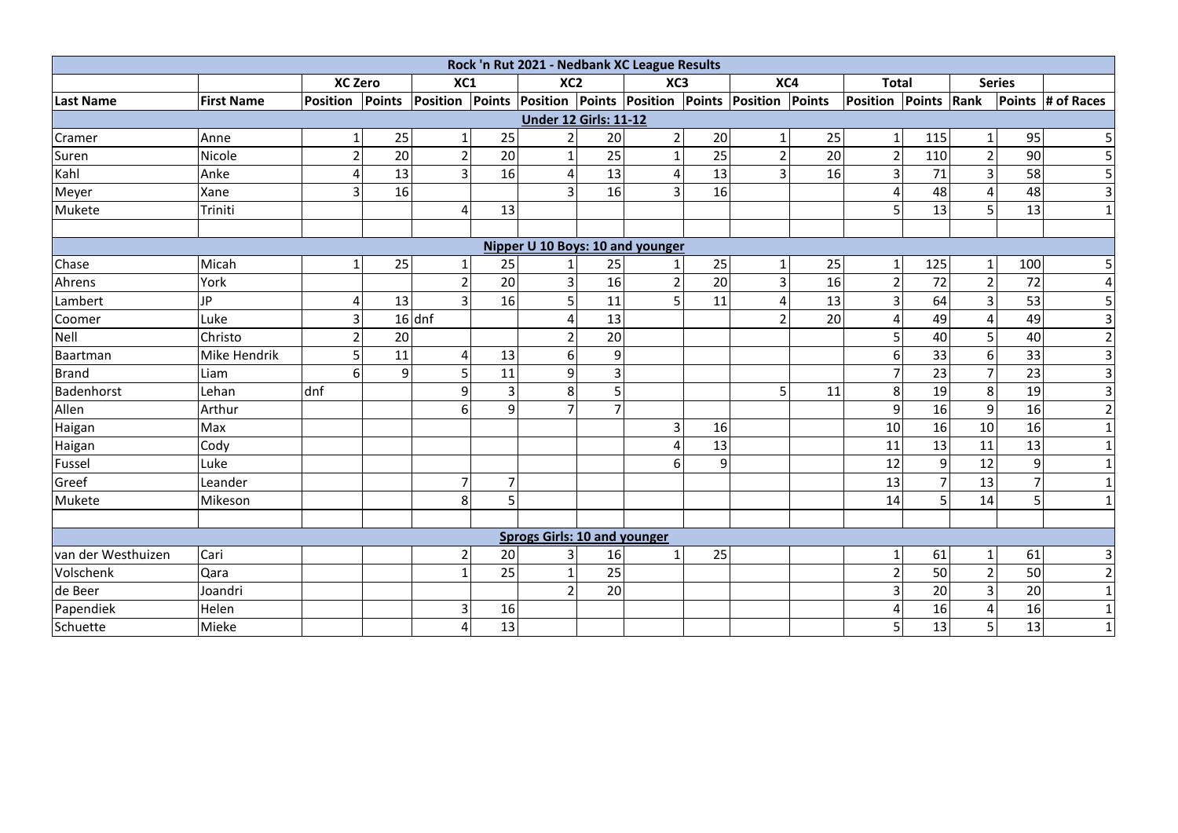| Rock 'n Rut 2021 - Nedbank XC League Results | | | | | | | | | | | | | | | | |
|---|---|---|---|---|---|---|---|---|---|---|---|---|---|---|---|---|
| | | XC Zero | | XC1 | | XC2 | | XC3 | | XC4 | | Total | | Series | | |
| Last Name | First Name | Position | Points | Position | Points | Position | Points | Position | Points | Position | Points | Position | Points | Rank | Points | # of Races |
| **Under 12 Girls: 11-12** | | | | | | | | | | | | | | | | |
| Cramer | Anne | 1 | 25 | 1 | 25 | 2 | 20 | 2 | 20 | 1 | 25 | 1 | 115 | 1 | 95 | 5 |
| Suren | Nicole | 2 | 20 | 2 | 20 | 1 | 25 | 1 | 25 | 2 | 20 | 2 | 110 | 2 | 90 | 5 |
| Kahl | Anke | 4 | 13 | 3 | 16 | 4 | 13 | 4 | 13 | 3 | 16 | 3 | 71 | 3 | 58 | 5 |
| Meyer | Xane | 3 | 16 | | | 3 | 16 | 3 | 16 | | | 4 | 48 | 4 | 48 | 3 |
| Mukete | Triniti | | | 4 | 13 | | | | | | | 5 | 13 | 5 | 13 | 1 |
| | | | | | | | | | | | | | | | | |
| **Nipper U 10 Boys: 10 and younger** | | | | | | | | | | | | | | | | |
| Chase | Micah | 1 | 25 | 1 | 25 | 1 | 25 | 1 | 25 | 1 | 25 | 1 | 125 | 1 | 100 | 5 |
| Ahrens | York | | | 2 | 20 | 3 | 16 | 2 | 20 | 3 | 16 | 2 | 72 | 2 | 72 | 4 |
| Lambert | JP | 4 | 13 | 3 | 16 | 5 | 11 | 5 | 11 | 4 | 13 | 3 | 64 | 3 | 53 | 5 |
| Coomer | Luke | 3 | 16 | dnf | | 4 | 13 | | | 2 | 20 | 4 | 49 | 4 | 49 | 3 |
| Nell | Christo | 2 | 20 | | | 2 | 20 | | | | | 5 | 40 | 5 | 40 | 2 |
| Baartman | Mike Hendrik | 5 | 11 | 4 | 13 | 6 | 9 | | | | | 6 | 33 | 6 | 33 | 3 |
| Brand | Liam | 6 | 9 | 5 | 11 | 9 | 3 | | | | | 7 | 23 | 7 | 23 | 3 |
| Badenhorst | Lehan | dnf | | 9 | 3 | 8 | 5 | | | 5 | 11 | 8 | 19 | 8 | 19 | 3 |
| Allen | Arthur | | | 6 | 9 | 7 | 7 | | | | | 9 | 16 | 9 | 16 | 2 |
| Haigan | Max | | | | | | | 3 | 16 | | | 10 | 16 | 10 | 16 | 1 |
| Haigan | Cody | | | | | | | 4 | 13 | | | 11 | 13 | 11 | 13 | 1 |
| Fussel | Luke | | | | | | | 6 | 9 | | | 12 | 9 | 12 | 9 | 1 |
| Greef | Leander | | | 7 | 7 | | | | | | | 13 | 7 | 13 | 7 | 1 |
| Mukete | Mikeson | | | 8 | 5 | | | | | | | 14 | 5 | 14 | 5 | 1 |
| | | | | | | | | | | | | | | | | |
| **Sprogs Girls: 10 and younger** | | | | | | | | | | | | | | | | |
| van der Westhuizen | Cari | | | 2 | 20 | 3 | 16 | 1 | 25 | | | 1 | 61 | 1 | 61 | 3 |
| Volschenk | Qara | | | 1 | 25 | 1 | 25 | | | | | 2 | 50 | 2 | 50 | 2 |
| de Beer | Joandri | | | | | 2 | 20 | | | | | 3 | 20 | 3 | 20 | 1 |
| Papendiek | Helen | | | 3 | 16 | | | | | | | 4 | 16 | 4 | 16 | 1 |
| Schuette | Mieke | | | 4 | 13 | | | | | | | 5 | 13 | 5 | 13 | 1 |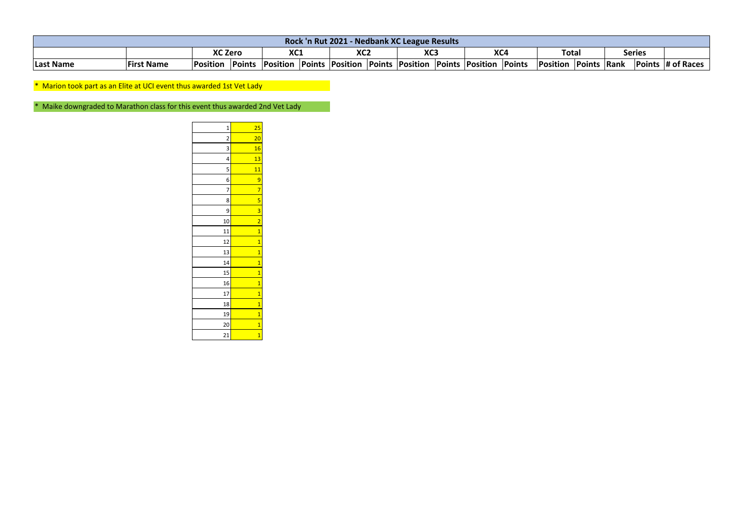| Rock 'n Rut 2021 - Nedbank XC League Results | | | | | | | | | | | | | | | | | |
|---|---|---|---|---|---|---|---|---|---|---|---|---|---|---|---|---|---|
| | | XC Zero | | XC1 | | XC2 | | XC3 | | XC4 | | Total | | Series | | |
| Last Name | First Name | Position | Points | Position | Points | Position | Points | Position | Points | Position | Points | Position | Points | Rank | Points | # of Races |

* Marion took part as an Elite at UCI event thus awarded 1st Vet Lady

* Maike downgraded to Marathon class for this event thus awarded 2nd Vet Lady

| | |
|---|---|
| 1 | 25 |
| 2 | 20 |
| 3 | 16 |
| 4 | 13 |
| 5 | 11 |
| 6 | 9 |
| 7 | 7 |
| 8 | 5 |
| 9 | 3 |
| 10 | 2 |
| 11 | 1 |
| 12 | 1 |
| 13 | 1 |
| 14 | 1 |
| 15 | 1 |
| 16 | 1 |
| 17 | 1 |
| 18 | 1 |
| 19 | 1 |
| 20 | 1 |
| 21 | 1 |